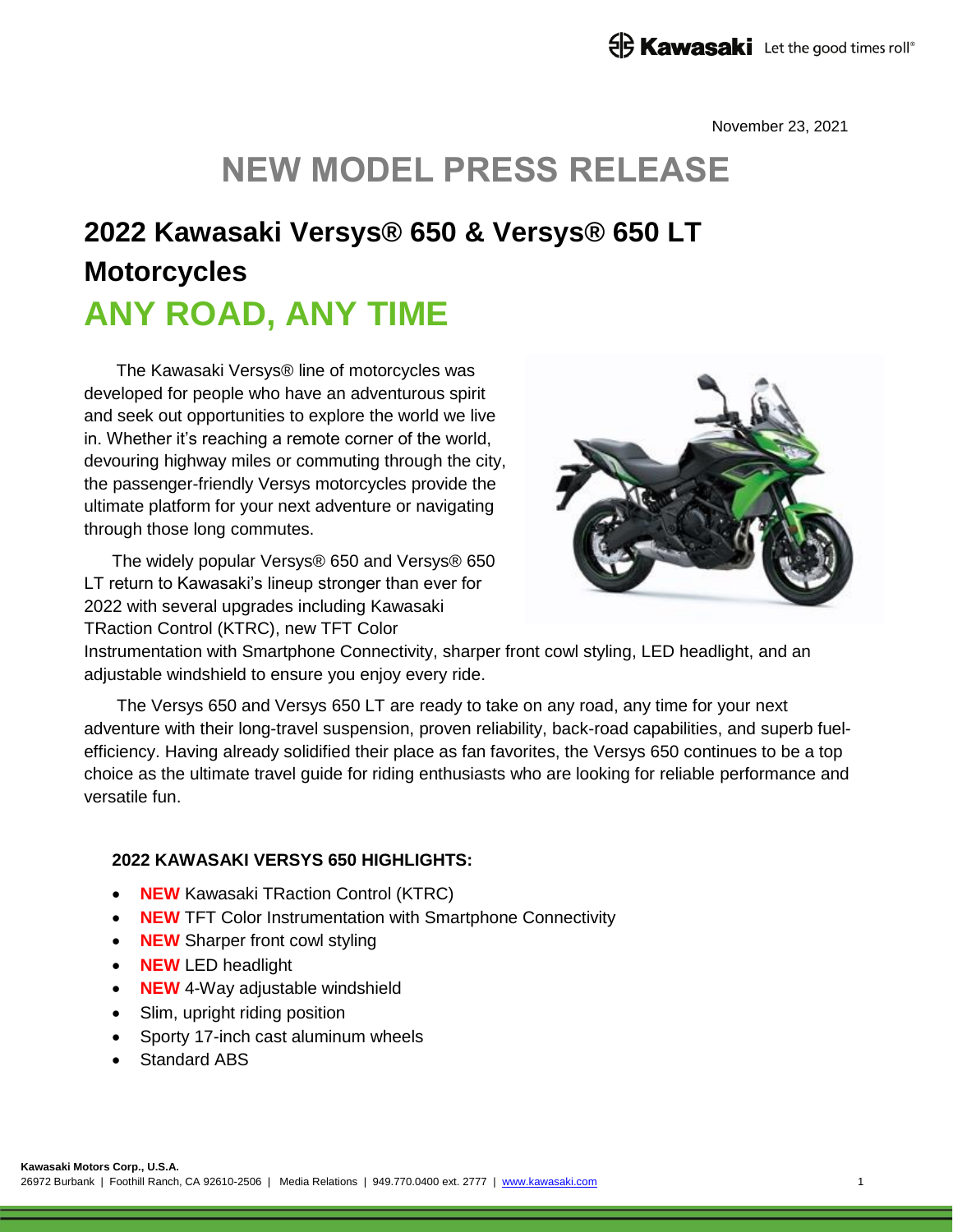November 23, 2021

# NEW MODEL PRESS RELEASE

## 2022 Kawasaki Versys® 650 & Versys® 650 LT Motorcycles

## ANY ROAD, ANY TIME

The Kawasaki Versys® line of motorcycles was developed for people who have an adventurous spirit and seek out opportunities to explore the world we live in. Whether it's reaching a remote corner of the world, devouring highway miles or commuting through the city, the passenger-friendly Versys motorcycles provide the ultimate platform for your next adventure or navigating through those long commutes.

The widely popular Versys® 650 and Versys® 650 LT return to Kawasaki's lineup stronger than ever for 2022 with several upgrades including Kawasaki TRaction Control (KTRC), new TFT Color Instrumentation with Smartphone Connectivity, sharper front cowl styling, LED headlight, and an adjustable windshield to ensure you enjoy every ride.

The Versys 650 and Versys 650 LT are ready to take on any road, any time for your next adventure with their long-travel suspension, proven reliability, back-road capabilities, and superb fuel-efficiency. Having already solidified their place as fan favorites, the Versys 650 continues to be a top choice as the ultimate travel guide for riding enthusiasts who are looking for reliable performance and versatile fun.

**2022 KAWASAKI VERSYS 650 HIGHLIGHTS:**

- **NEW** Kawasaki TRaction Control (KTRC)
- **NEW** TFT Color Instrumentation with Smartphone Connectivity
- **NEW** Sharper front cowl styling
- **NEW** LED headlight
- **NEW** 4-Way adjustable windshield
- Slim, upright riding position
- Sporty 17-inch cast aluminum wheels
- Standard ABS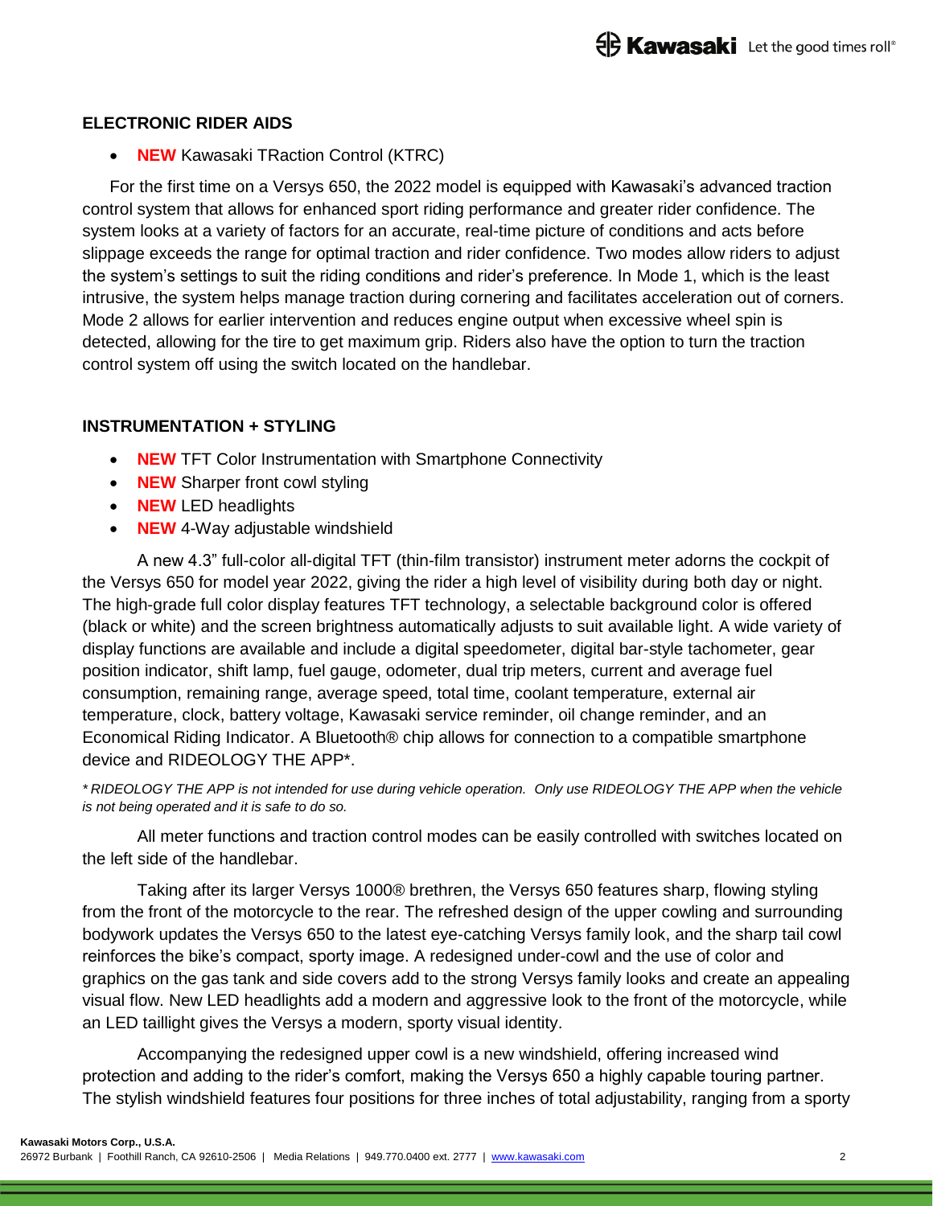## ELECTRONIC RIDER AIDS

- **NEW** Kawasaki TRaction Control (KTRC)

For the first time on a Versys 650, the 2022 model is equipped with Kawasaki's advanced traction control system that allows for enhanced sport riding performance and greater rider confidence. The system looks at a variety of factors for an accurate, real-time picture of conditions and acts before slippage exceeds the range for optimal traction and rider confidence. Two modes allow riders to adjust the system's settings to suit the riding conditions and rider's preference. In Mode 1, which is the least intrusive, the system helps manage traction during cornering and facilitates acceleration out of corners. Mode 2 allows for earlier intervention and reduces engine output when excessive wheel spin is detected, allowing for the tire to get maximum grip. Riders also have the option to turn the traction control system off using the switch located on the handlebar.

## INSTRUMENTATION + STYLING

- **NEW** TFT Color Instrumentation with Smartphone Connectivity
- **NEW** Sharper front cowl styling
- **NEW** LED headlights
- **NEW** 4-Way adjustable windshield

A new 4.3" full-color all-digital TFT (thin-film transistor) instrument meter adorns the cockpit of the Versys 650 for model year 2022, giving the rider a high level of visibility during both day or night. The high-grade full color display features TFT technology, a selectable background color is offered (black or white) and the screen brightness automatically adjusts to suit available light. A wide variety of display functions are available and include a digital speedometer, digital bar-style tachometer, gear position indicator, shift lamp, fuel gauge, odometer, dual trip meters, current and average fuel consumption, remaining range, average speed, total time, coolant temperature, external air temperature, clock, battery voltage, Kawasaki service reminder, oil change reminder, and an Economical Riding Indicator. A Bluetooth® chip allows for connection to a compatible smartphone device and RIDEOLOGY THE APP*.

*\* RIDEOLOGY THE APP is not intended for use during vehicle operation. Only use RIDEOLOGY THE APP when the vehicle is not being operated and it is safe to do so.*

All meter functions and traction control modes can be easily controlled with switches located on the left side of the handlebar.

Taking after its larger Versys 1000® brethren, the Versys 650 features sharp, flowing styling from the front of the motorcycle to the rear. The refreshed design of the upper cowling and surrounding bodywork updates the Versys 650 to the latest eye-catching Versys family look, and the sharp tail cowl reinforces the bike's compact, sporty image. A redesigned under-cowl and the use of color and graphics on the gas tank and side covers add to the strong Versys family looks and create an appealing visual flow. New LED headlights add a modern and aggressive look to the front of the motorcycle, while an LED taillight gives the Versys a modern, sporty visual identity.

Accompanying the redesigned upper cowl is a new windshield, offering increased wind protection and adding to the rider's comfort, making the Versys 650 a highly capable touring partner. The stylish windshield features four positions for three inches of total adjustability, ranging from a sporty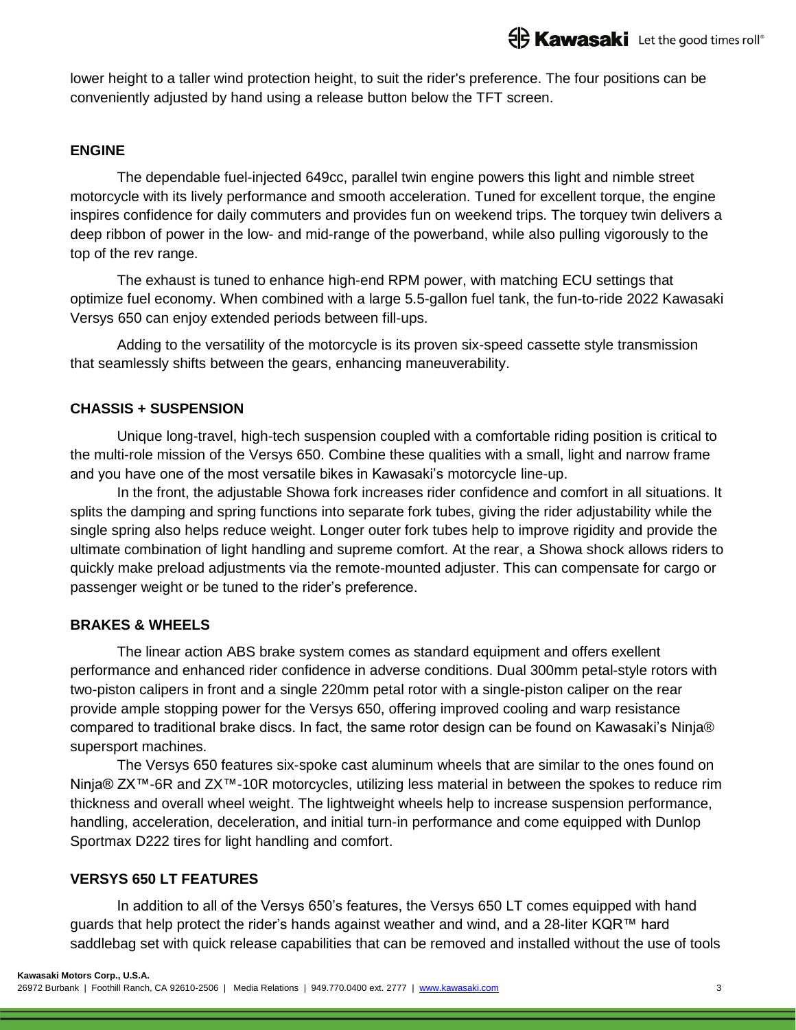lower height to a taller wind protection height, to suit the rider's preference. The four positions can be conveniently adjusted by hand using a release button below the TFT screen.

## ENGINE

The dependable fuel-injected 649cc, parallel twin engine powers this light and nimble street motorcycle with its lively performance and smooth acceleration. Tuned for excellent torque, the engine inspires confidence for daily commuters and provides fun on weekend trips. The torquey twin delivers a deep ribbon of power in the low- and mid-range of the powerband, while also pulling vigorously to the top of the rev range.

The exhaust is tuned to enhance high-end RPM power, with matching ECU settings that optimize fuel economy. When combined with a large 5.5-gallon fuel tank, the fun-to-ride 2022 Kawasaki Versys 650 can enjoy extended periods between fill-ups.

Adding to the versatility of the motorcycle is its proven six-speed cassette style transmission that seamlessly shifts between the gears, enhancing maneuverability.

## CHASSIS + SUSPENSION

Unique long-travel, high-tech suspension coupled with a comfortable riding position is critical to the multi-role mission of the Versys 650. Combine these qualities with a small, light and narrow frame and you have one of the most versatile bikes in Kawasaki's motorcycle line-up.

In the front, the adjustable Showa fork increases rider confidence and comfort in all situations. It splits the damping and spring functions into separate fork tubes, giving the rider adjustability while the single spring also helps reduce weight. Longer outer fork tubes help to improve rigidity and provide the ultimate combination of light handling and supreme comfort. At the rear, a Showa shock allows riders to quickly make preload adjustments via the remote-mounted adjuster. This can compensate for cargo or passenger weight or be tuned to the rider's preference.

## BRAKES & WHEELS

The linear action ABS brake system comes as standard equipment and offers exellent performance and enhanced rider confidence in adverse conditions. Dual 300mm petal-style rotors with two-piston calipers in front and a single 220mm petal rotor with a single-piston caliper on the rear provide ample stopping power for the Versys 650, offering improved cooling and warp resistance compared to traditional brake discs. In fact, the same rotor design can be found on Kawasaki's Ninja® supersport machines.

The Versys 650 features six-spoke cast aluminum wheels that are similar to the ones found on Ninja® ZX™-6R and ZX™-10R motorcycles, utilizing less material in between the spokes to reduce rim thickness and overall wheel weight. The lightweight wheels help to increase suspension performance, handling, acceleration, deceleration, and initial turn-in performance and come equipped with Dunlop Sportmax D222 tires for light handling and comfort.

## VERSYS 650 LT FEATURES

In addition to all of the Versys 650's features, the Versys 650 LT comes equipped with hand guards that help protect the rider's hands against weather and wind, and a 28-liter KQR™ hard saddlebag set with quick release capabilities that can be removed and installed without the use of tools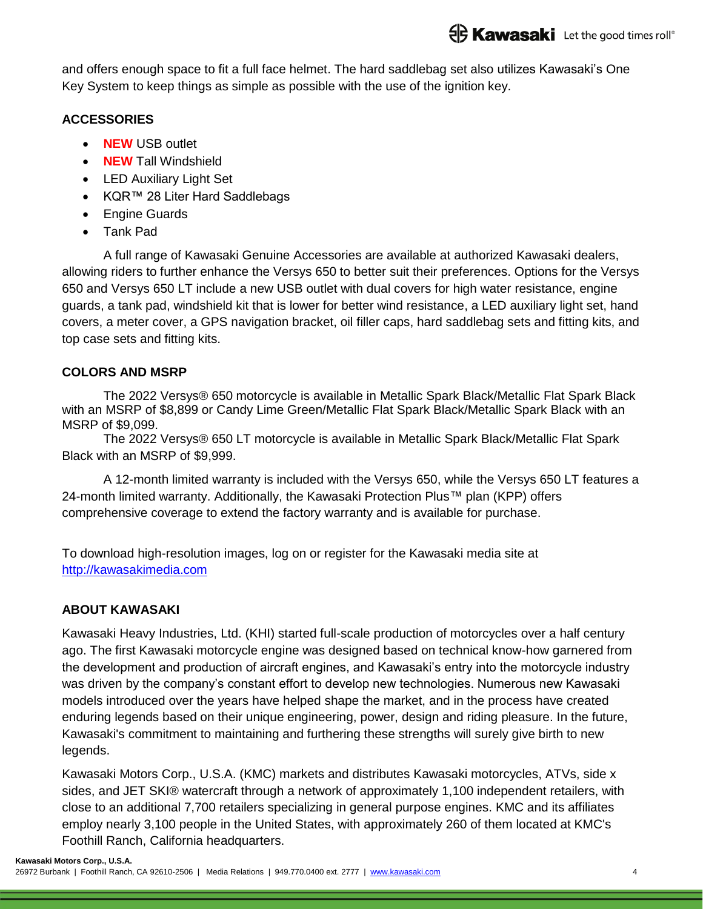and offers enough space to fit a full face helmet. The hard saddlebag set also utilizes Kawasaki's One Key System to keep things as simple as possible with the use of the ignition key.

**ACCESSORIES**

- **NEW** USB outlet
- **NEW** Tall Windshield
- LED Auxiliary Light Set
- KQR™ 28 Liter Hard Saddlebags
- Engine Guards
- Tank Pad

A full range of Kawasaki Genuine Accessories are available at authorized Kawasaki dealers, allowing riders to further enhance the Versys 650 to better suit their preferences. Options for the Versys 650 and Versys 650 LT include a new USB outlet with dual covers for high water resistance, engine guards, a tank pad, windshield kit that is lower for better wind resistance, a LED auxiliary light set, hand covers, a meter cover, a GPS navigation bracket, oil filler caps, hard saddlebag sets and fitting kits, and top case sets and fitting kits.

**COLORS AND MSRP**

The 2022 Versys® 650 motorcycle is available in Metallic Spark Black/Metallic Flat Spark Black with an MSRP of $8,899 or Candy Lime Green/Metallic Flat Spark Black/Metallic Spark Black with an MSRP of $9,099.

The 2022 Versys® 650 LT motorcycle is available in Metallic Spark Black/Metallic Flat Spark Black with an MSRP of $9,999.

A 12-month limited warranty is included with the Versys 650, while the Versys 650 LT features a 24-month limited warranty. Additionally, the Kawasaki Protection Plus™ plan (KPP) offers comprehensive coverage to extend the factory warranty and is available for purchase.

To download high-resolution images, log on or register for the Kawasaki media site at http://kawasakimedia.com

**ABOUT KAWASAKI**

Kawasaki Heavy Industries, Ltd. (KHI) started full-scale production of motorcycles over a half century ago. The first Kawasaki motorcycle engine was designed based on technical know-how garnered from the development and production of aircraft engines, and Kawasaki's entry into the motorcycle industry was driven by the company's constant effort to develop new technologies. Numerous new Kawasaki models introduced over the years have helped shape the market, and in the process have created enduring legends based on their unique engineering, power, design and riding pleasure. In the future, Kawasaki's commitment to maintaining and furthering these strengths will surely give birth to new legends.

Kawasaki Motors Corp., U.S.A. (KMC) markets and distributes Kawasaki motorcycles, ATVs, side x sides, and JET SKI® watercraft through a network of approximately 1,100 independent retailers, with close to an additional 7,700 retailers specializing in general purpose engines. KMC and its affiliates employ nearly 3,100 people in the United States, with approximately 260 of them located at KMC's Foothill Ranch, California headquarters.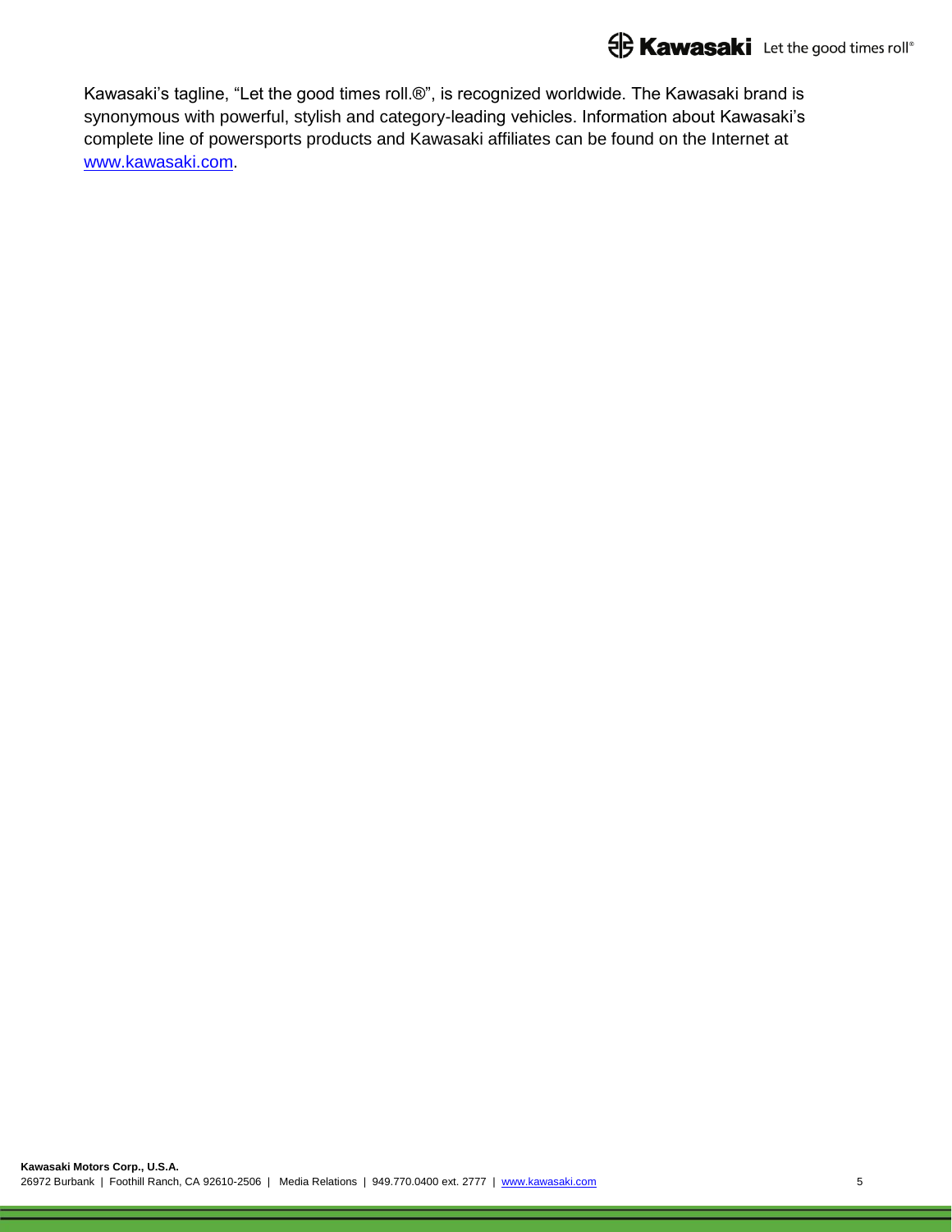Kawasaki's tagline, "Let the good times roll.®", is recognized worldwide. The Kawasaki brand is synonymous with powerful, stylish and category-leading vehicles. Information about Kawasaki's complete line of powersports products and Kawasaki affiliates can be found on the Internet at www.kawasaki.com.